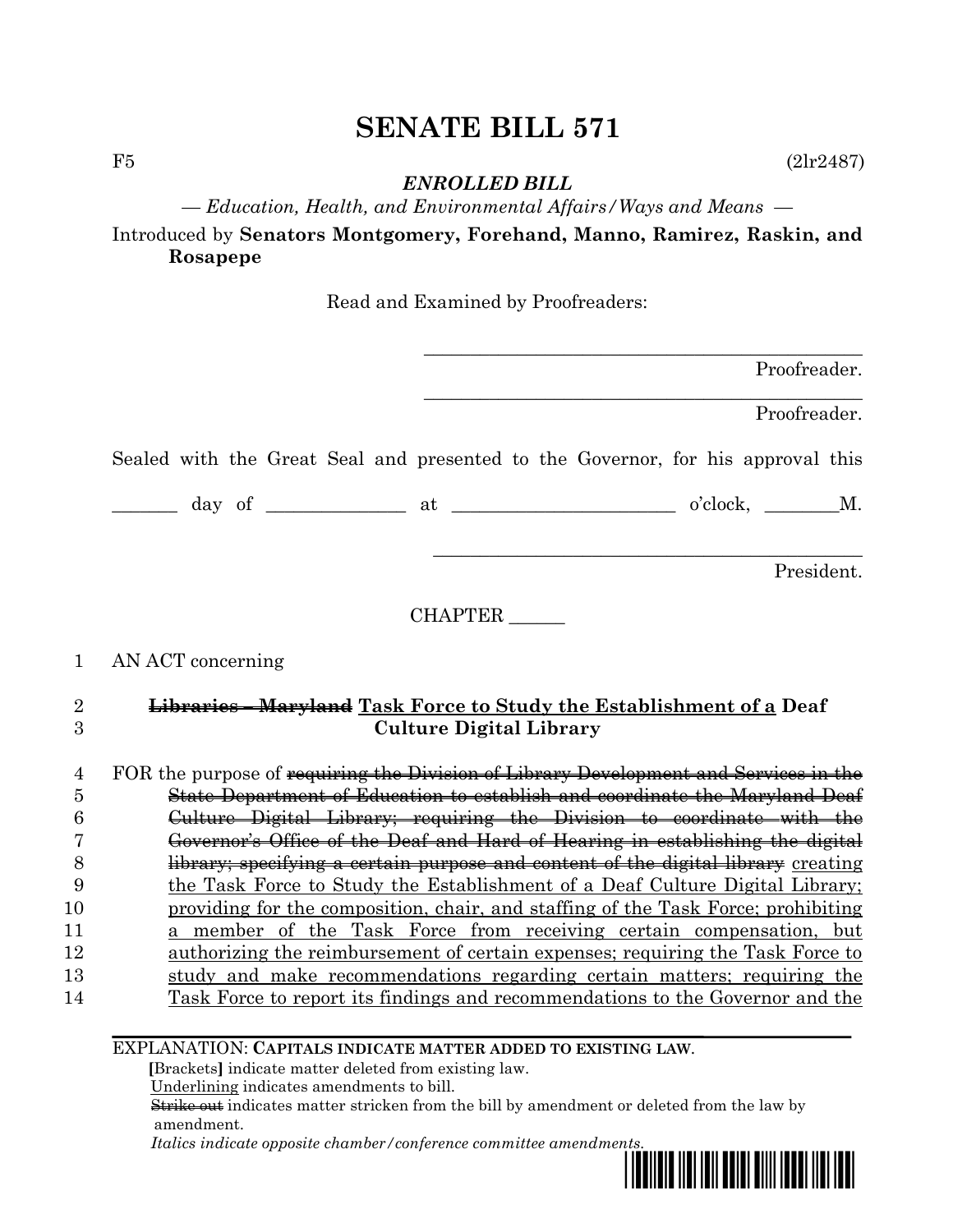# SENATE BILL 571

F5 (2lr2487)

***ENROLLED BILL***

*— Education, Health, and Environmental Affairs/Ways and Means —*

Introduced by **Senators Montgomery, Forehand, Manno, Ramirez, Raskin, and Rosapepe**

Read and Examined by Proofreaders:

_______________________________________________ Proofreader.

_______________________________________________ Proofreader.

Sealed with the Great Seal and presented to the Governor, for his approval this

_______ day of _______________ at ________________________ o'clock, ________M.

_______________________________________________ President.

CHAPTER ______

1 AN ACT concerning

2 ~~**Libraries – Maryland**~~ <u>**Task Force to Study the Establishment of a**</u> **Deaf**
3 **Culture Digital Library**

4 FOR the purpose of ~~requiring the Division of Library Development and Services in the~~
5 ~~State Department of Education to establish and coordinate the Maryland Deaf~~
6 ~~Culture Digital Library; requiring the Division to coordinate with the~~
7 ~~Governor's Office of the Deaf and Hard of Hearing in establishing the digital~~
8 ~~library; specifying a certain purpose and content of the digital library~~ <u>creating</u>
9 <u>the Task Force to Study the Establishment of a Deaf Culture Digital Library;</u>
10 <u>providing for the composition, chair, and staffing of the Task Force; prohibiting</u>
11 <u>a member of the Task Force from receiving certain compensation, but</u>
12 <u>authorizing the reimbursement of certain expenses; requiring the Task Force to</u>
13 <u>study and make recommendations regarding certain matters; requiring the</u>
14 <u>Task Force to report its findings and recommendations to the Governor and the</u>

EXPLANATION: **CAPITALS INDICATE MATTER ADDED TO EXISTING LAW.**
**[**Brackets**]** indicate matter deleted from existing law.
<u>Underlining</u> indicates amendments to bill.
~~Strike out~~ indicates matter stricken from the bill by amendment or deleted from the law by amendment.
*Italics indicate opposite chamber/conference committee amendments.*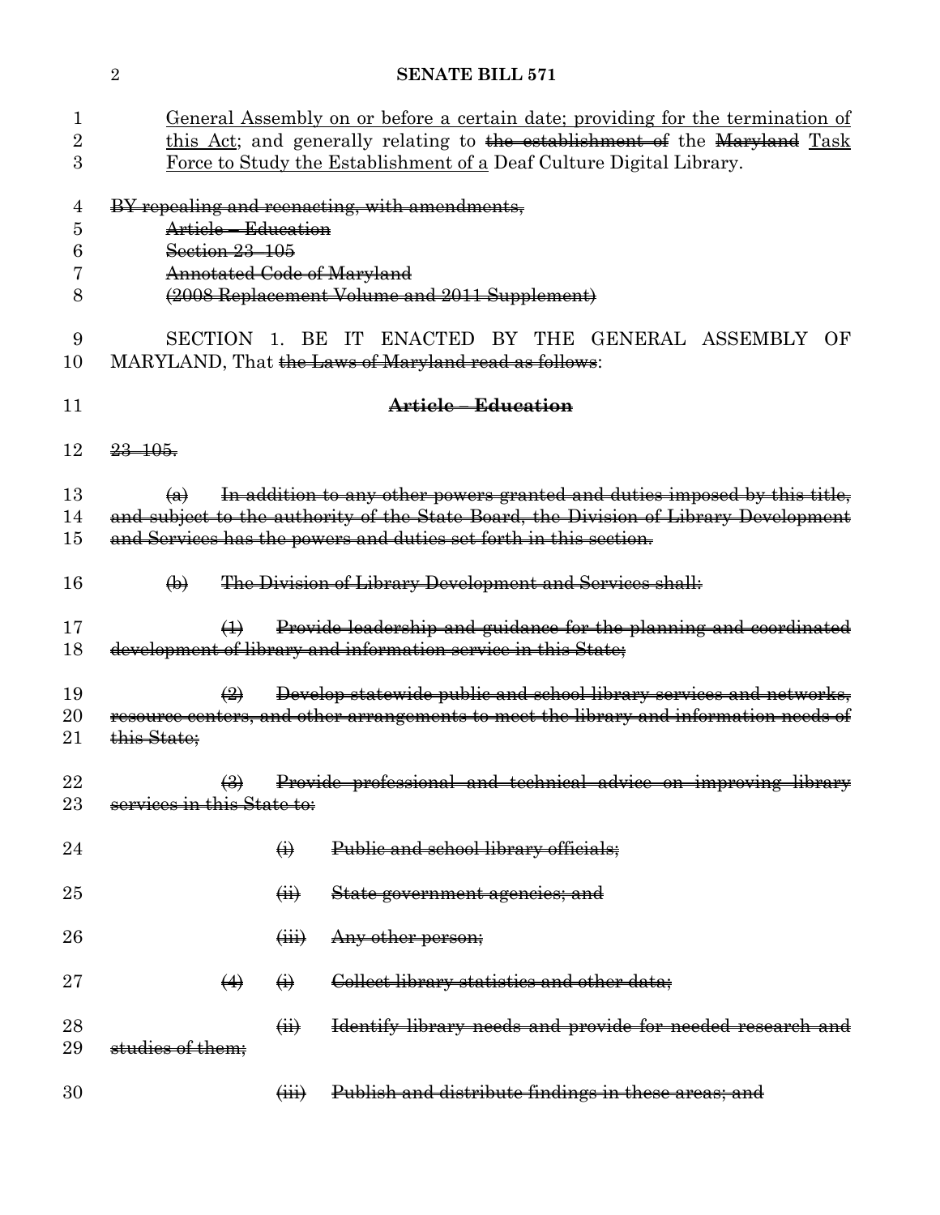General Assembly on or before a certain date; providing for the termination of this Act; and generally relating to ~~the establishment of~~ the ~~Maryland~~ Task Force to Study the Establishment of a Deaf Culture Digital Library.

~~BY repealing and reenacting, with amendments,~~
~~Article – Education~~
~~Section 23–105~~
~~Annotated Code of Maryland~~
~~(2008 Replacement Volume and 2011 Supplement)~~

SECTION 1. BE IT ENACTED BY THE GENERAL ASSEMBLY OF MARYLAND, That ~~the Laws of Maryland read as follows~~:

**~~Article – Education~~**

~~23–105.~~

~~(a) In addition to any other powers granted and duties imposed by this title, and subject to the authority of the State Board, the Division of Library Development and Services has the powers and duties set forth in this section.~~

~~(b) The Division of Library Development and Services shall:~~

~~(1) Provide leadership and guidance for the planning and coordinated development of library and information service in this State;~~

~~(2) Develop statewide public and school library services and networks, resource centers, and other arrangements to meet the library and information needs of this State;~~

~~(3) Provide professional and technical advice on improving library services in this State to:~~

~~(i) Public and school library officials;~~

~~(ii) State government agencies; and~~

~~(iii) Any other person;~~

~~(4) (i) Collect library statistics and other data;~~

~~(ii) Identify library needs and provide for needed research and studies of them;~~

~~(iii) Publish and distribute findings in these areas; and~~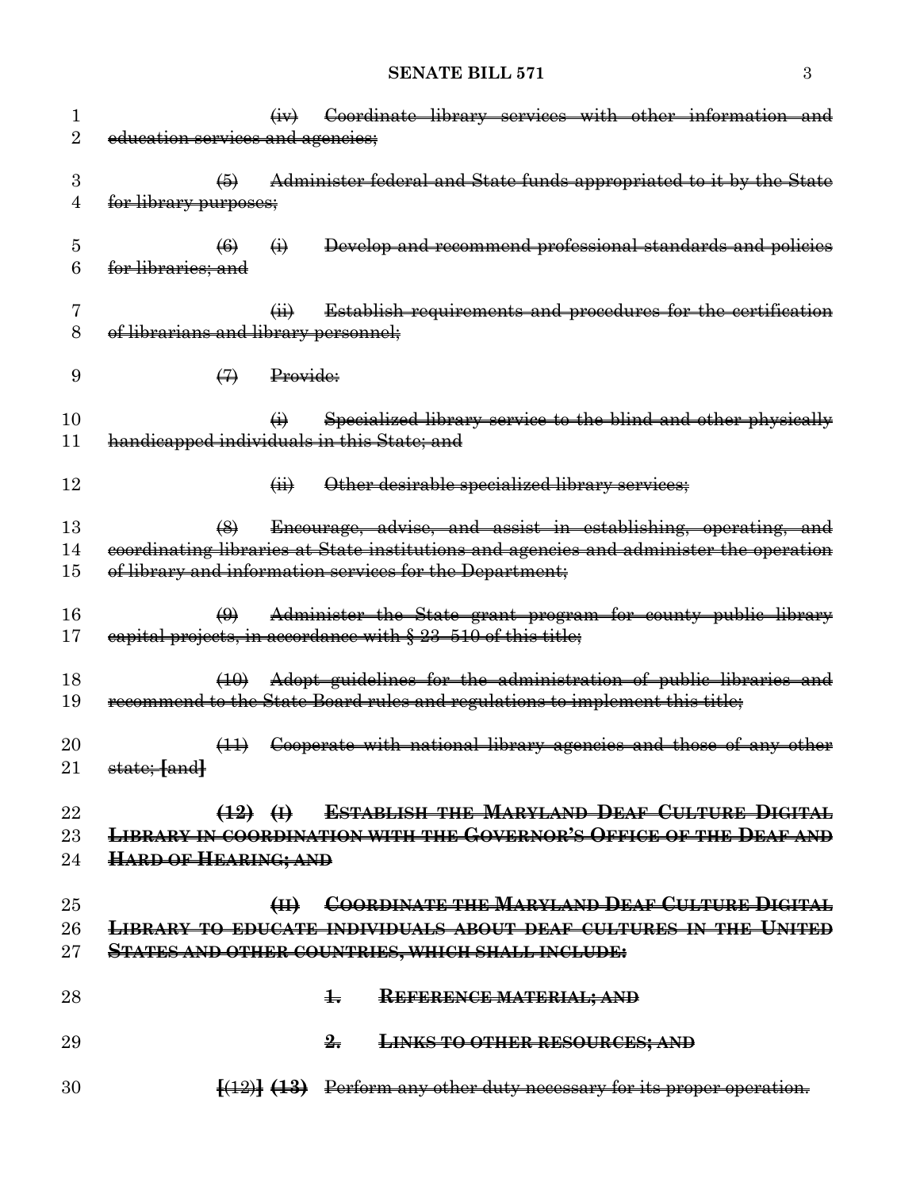(iv) Coordinate library services with other information and education services and agencies;

(5) Administer federal and State funds appropriated to it by the State for library purposes;

(6) (i) Develop and recommend professional standards and policies for libraries; and

(ii) Establish requirements and procedures for the certification of librarians and library personnel;

(7) Provide:

(i) Specialized library service to the blind and other physically handicapped individuals in this State; and

(ii) Other desirable specialized library services;

(8) Encourage, advise, and assist in establishing, operating, and coordinating libraries at State institutions and agencies and administer the operation of library and information services for the Department;

(9) Administer the State grant program for county public library capital projects, in accordance with § 23–510 of this title;

(10) Adopt guidelines for the administration of public libraries and recommend to the State Board rules and regulations to implement this title;

(11) Cooperate with national library agencies and those of any other state; [and]

**(12) (I) ESTABLISH THE MARYLAND DEAF CULTURE DIGITAL LIBRARY IN COORDINATION WITH THE GOVERNOR'S OFFICE OF THE DEAF AND HARD OF HEARING; AND**

**(II) COORDINATE THE MARYLAND DEAF CULTURE DIGITAL LIBRARY TO EDUCATE INDIVIDUALS ABOUT DEAF CULTURES IN THE UNITED STATES AND OTHER COUNTRIES, WHICH SHALL INCLUDE:**

**1. REFERENCE MATERIAL; AND**

**2. LINKS TO OTHER RESOURCES; AND**

[(12)] **(13)** Perform any other duty necessary for its proper operation.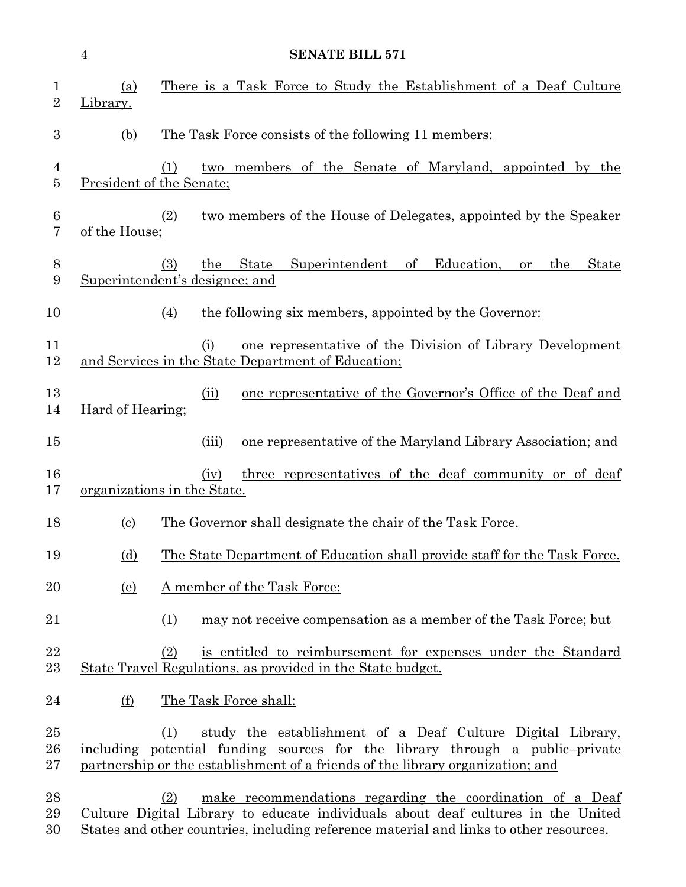(a) There is a Task Force to Study the Establishment of a Deaf Culture Library.

(b) The Task Force consists of the following 11 members:

(1) two members of the Senate of Maryland, appointed by the President of the Senate;

(2) two members of the House of Delegates, appointed by the Speaker of the House;

(3) the State Superintendent of Education, or the State Superintendent's designee; and

(4) the following six members, appointed by the Governor:

(i) one representative of the Division of Library Development and Services in the State Department of Education;

(ii) one representative of the Governor's Office of the Deaf and Hard of Hearing;

(iii) one representative of the Maryland Library Association; and

(iv) three representatives of the deaf community or of deaf organizations in the State.

(c) The Governor shall designate the chair of the Task Force.

(d) The State Department of Education shall provide staff for the Task Force.

(e) A member of the Task Force:

(1) may not receive compensation as a member of the Task Force; but

(2) is entitled to reimbursement for expenses under the Standard State Travel Regulations, as provided in the State budget.

(f) The Task Force shall:

(1) study the establishment of a Deaf Culture Digital Library, including potential funding sources for the library through a public–private partnership or the establishment of a friends of the library organization; and

(2) make recommendations regarding the coordination of a Deaf Culture Digital Library to educate individuals about deaf cultures in the United States and other countries, including reference material and links to other resources.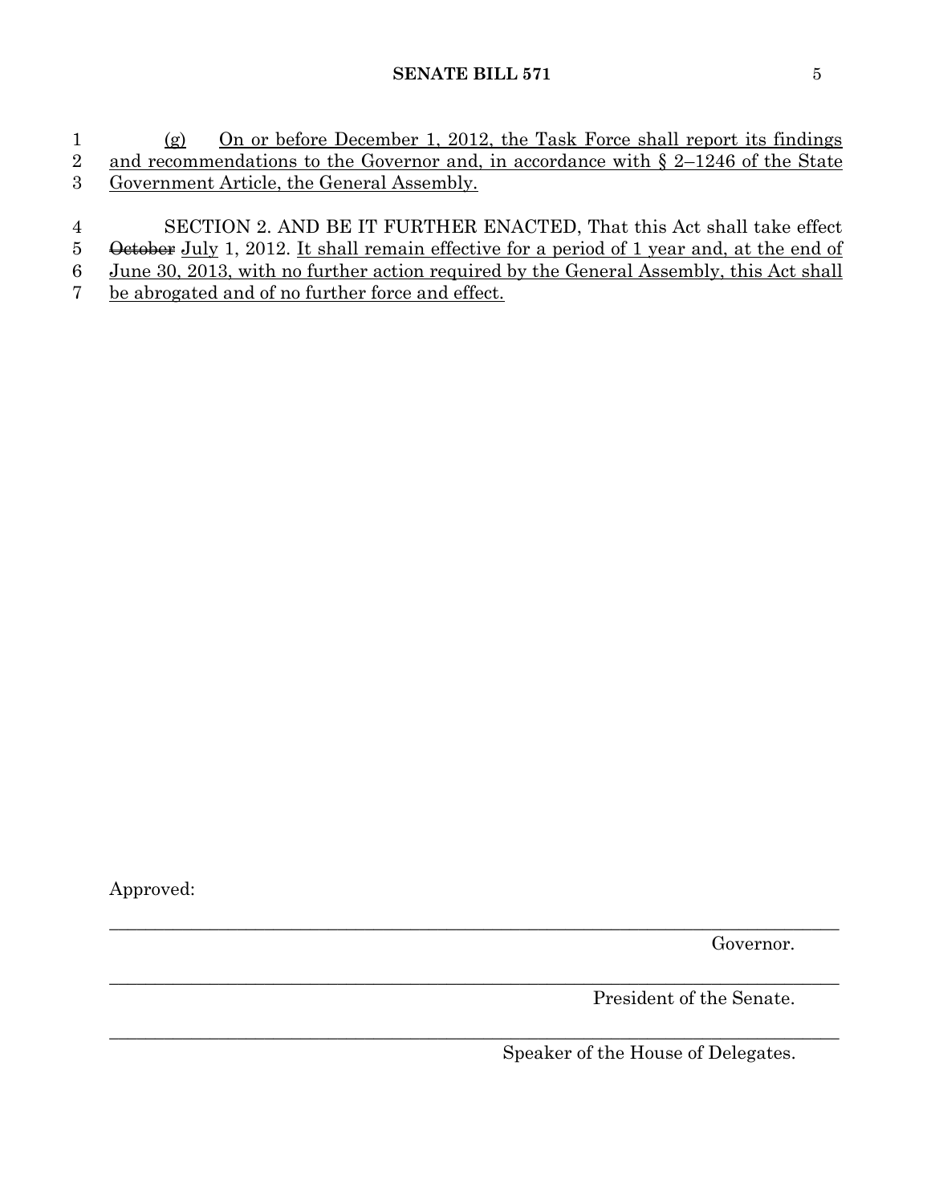(g) On or before December 1, 2012, the Task Force shall report its findings and recommendations to the Governor and, in accordance with § 2–1246 of the State Government Article, the General Assembly.

SECTION 2. AND BE IT FURTHER ENACTED, That this Act shall take effect ~~October~~ July 1, 2012. It shall remain effective for a period of 1 year and, at the end of June 30, 2013, with no further action required by the General Assembly, this Act shall be abrogated and of no further force and effect.

Approved:

\_\_\_\_\_\_\_\_\_\_\_\_\_\_\_\_\_\_\_\_\_\_\_\_\_\_\_\_\_\_\_\_\_\_\_\_\_\_\_\_\_\_\_\_\_\_\_\_\_\_\_\_\_\_\_\_\_\_\_\_\_\_\_\_\_\_\_\_\_\_\_\_\_\_\_\_\_\_

Governor.

\_\_\_\_\_\_\_\_\_\_\_\_\_\_\_\_\_\_\_\_\_\_\_\_\_\_\_\_\_\_\_\_\_\_\_\_\_\_\_\_\_\_\_\_\_\_\_\_\_\_\_\_\_\_\_\_\_\_\_\_\_\_\_\_\_\_\_\_\_\_\_\_\_\_\_\_\_\_

President of the Senate.

\_\_\_\_\_\_\_\_\_\_\_\_\_\_\_\_\_\_\_\_\_\_\_\_\_\_\_\_\_\_\_\_\_\_\_\_\_\_\_\_\_\_\_\_\_\_\_\_\_\_\_\_\_\_\_\_\_\_\_\_\_\_\_\_\_\_\_\_\_\_\_\_\_\_\_\_\_\_

Speaker of the House of Delegates.